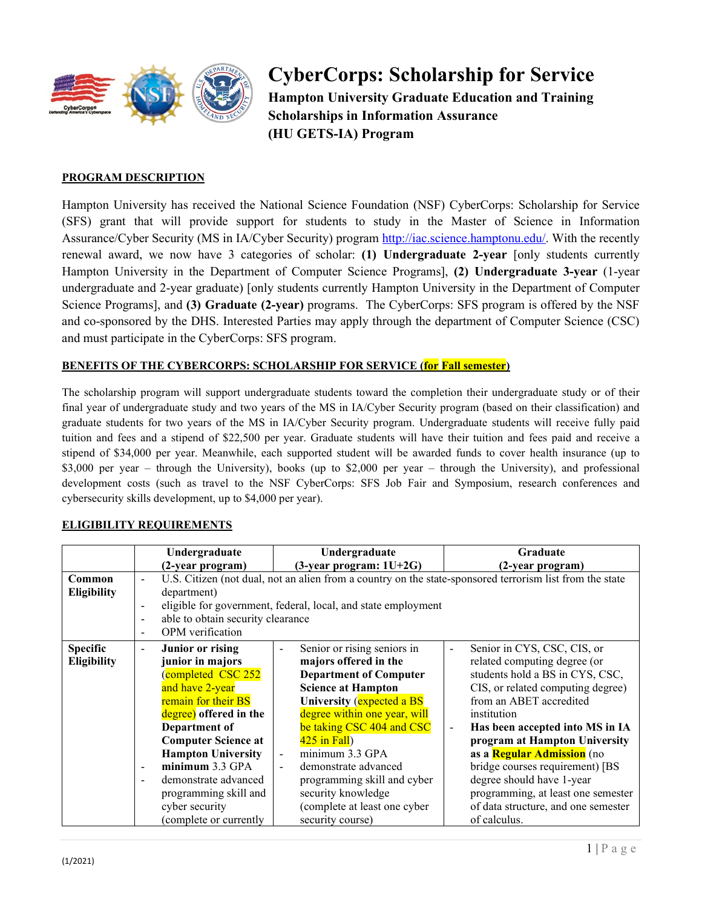# CyberCorps: Scholarship for Service

**Hampton University Graduate Education and Training Scholarships in Information Assurance (HU GETS-IA) Program**

## PROGRAM DESCRIPTION

Hampton University has received the National Science Foundation (NSF) CyberCorps: Scholarship for Service (SFS) grant that will provide support for students to study in the Master of Science in Information Assurance/Cyber Security (MS in IA/Cyber Security) program http://iac.science.hamptonu.edu/. With the recently renewal award, we now have 3 categories of scholar: **(1) Undergraduate 2-year** [only students currently Hampton University in the Department of Computer Science Programs], **(2) Undergraduate 3-year** (1-year undergraduate and 2-year graduate) [only students currently Hampton University in the Department of Computer Science Programs], and **(3) Graduate (2-year)** programs. The CyberCorps: SFS program is offered by the NSF and co-sponsored by the DHS. Interested Parties may apply through the department of Computer Science (CSC) and must participate in the CyberCorps: SFS program.

## BENEFITS OF THE CYBERCORPS: SCHOLARSHIP FOR SERVICE (for Fall semester)

The scholarship program will support undergraduate students toward the completion their undergraduate study or of their final year of undergraduate study and two years of the MS in IA/Cyber Security program (based on their classification) and graduate students for two years of the MS in IA/Cyber Security program. Undergraduate students will receive fully paid tuition and fees and a stipend of $22,500 per year. Graduate students will have their tuition and fees paid and receive a stipend of $34,000 per year. Meanwhile, each supported student will be awarded funds to cover health insurance (up to $3,000 per year – through the University), books (up to $2,000 per year – through the University), and professional development costs (such as travel to the NSF CyberCorps: SFS Job Fair and Symposium, research conferences and cybersecurity skills development, up to $4,000 per year).

## ELIGIBILITY REQUIREMENTS

| | Undergraduate (2-year program) | Undergraduate (3-year program: 1U+2G) | Graduate (2-year program) |
|---|---|---|---|
| **Common Eligibility** | - U.S. Citizen (not dual, not an alien from a country on the state-sponsored terrorism list from the state department)<br>- eligible for government, federal, local, and state employment<br>- able to obtain security clearance<br>- OPM verification | | |
| **Specific Eligibility** | - **Junior or rising junior in majors** (completed CSC 252 and have 2-year remain for their BS degree) **offered in the Department of Computer Science at Hampton University**<br>- **minimum** 3.3 GPA<br>- demonstrate advanced programming skill and cyber security (complete or currently | - Senior or rising seniors in **majors offered in the Department of Computer Science at Hampton University** (expected a BS degree within one year, will be taking CSC 404 and CSC 425 in Fall)<br>- minimum 3.3 GPA<br>- demonstrate advanced programming skill and cyber security knowledge (complete at least one cyber security course) | - Senior in CYS, CSC, CIS, or related computing degree (or students hold a BS in CYS, CSC, CIS, or related computing degree) from an ABET accredited institution<br>- **Has been accepted into MS in IA program at Hampton University as a Regular Admission** (no bridge courses requirement) [BS degree should have 1-year programming, at least one semester of data structure, and one semester of calculus. |

(1/2021)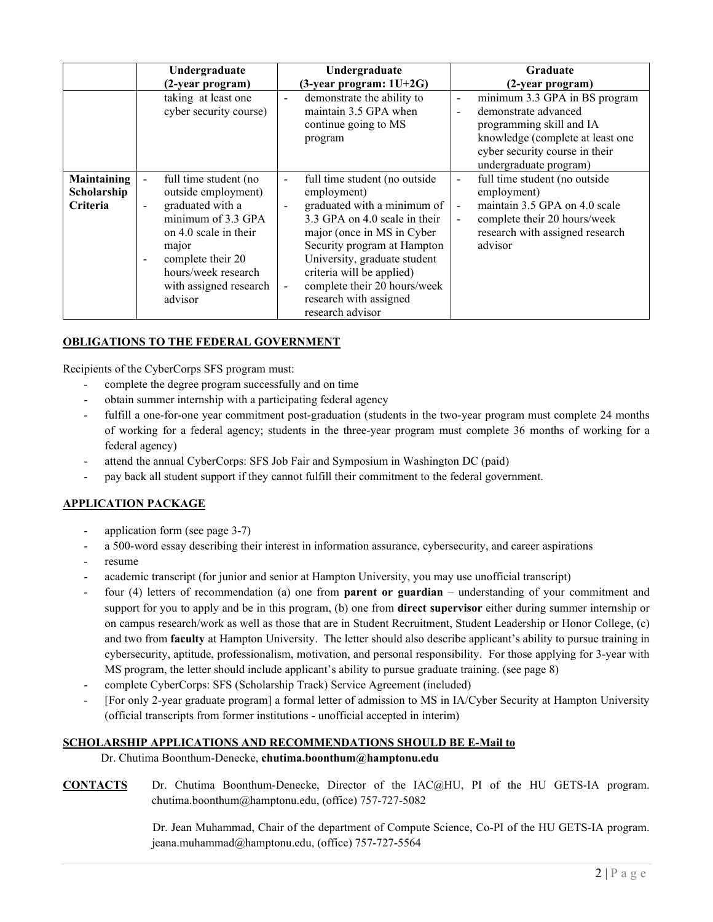| | Undergraduate (2-year program) | Undergraduate (3-year program: 1U+2G) | Graduate (2-year program) |
|---|---|---|---|
| | taking at least one cyber security course) | - demonstrate the ability to maintain 3.5 GPA when continue going to MS program | - minimum 3.3 GPA in BS program<br>- demonstrate advanced programming skill and IA knowledge (complete at least one cyber security course in their undergraduate program) |
| **Maintaining Scholarship Criteria** | - full time student (no outside employment)<br>- graduated with a minimum of 3.3 GPA on 4.0 scale in their major<br>- complete their 20 hours/week research with assigned research advisor | - full time student (no outside employment)<br>- graduated with a minimum of 3.3 GPA on 4.0 scale in their major (once in MS in Cyber Security program at Hampton University, graduate student criteria will be applied)<br>- complete their 20 hours/week research with assigned research advisor | - full time student (no outside employment)<br>- maintain 3.5 GPA on 4.0 scale<br>- complete their 20 hours/week research with assigned research advisor |

## **OBLIGATIONS TO THE FEDERAL GOVERNMENT**

Recipients of the CyberCorps SFS program must:

- complete the degree program successfully and on time
- obtain summer internship with a participating federal agency
- fulfill a one-for-one year commitment post-graduation (students in the two-year program must complete 24 months of working for a federal agency; students in the three-year program must complete 36 months of working for a federal agency)
- attend the annual CyberCorps: SFS Job Fair and Symposium in Washington DC (paid)
- pay back all student support if they cannot fulfill their commitment to the federal government.

## **APPLICATION PACKAGE**

- application form (see page 3-7)
- a 500-word essay describing their interest in information assurance, cybersecurity, and career aspirations
- resume
- academic transcript (for junior and senior at Hampton University, you may use unofficial transcript)
- four (4) letters of recommendation (a) one from **parent or guardian** – understanding of your commitment and support for you to apply and be in this program, (b) one from **direct supervisor** either during summer internship or on campus research/work as well as those that are in Student Recruitment, Student Leadership or Honor College, (c) and two from **faculty** at Hampton University. The letter should also describe applicant's ability to pursue training in cybersecurity, aptitude, professionalism, motivation, and personal responsibility. For those applying for 3-year with MS program, the letter should include applicant's ability to pursue graduate training. (see page 8)
- complete CyberCorps: SFS (Scholarship Track) Service Agreement (included)
- [For only 2-year graduate program] a formal letter of admission to MS in IA/Cyber Security at Hampton University (official transcripts from former institutions - unofficial accepted in interim)

## **SCHOLARSHIP APPLICATIONS AND RECOMMENDATIONS SHOULD BE E-Mail to**

Dr. Chutima Boonthum-Denecke, **chutima.boonthum@hamptonu.edu**

**CONTACTS**

Dr. Chutima Boonthum-Denecke, Director of the IAC@HU, PI of the HU GETS-IA program. chutima.boonthum@hamptonu.edu, (office) 757-727-5082

Dr. Jean Muhammad, Chair of the department of Compute Science, Co-PI of the HU GETS-IA program. jeana.muhammad@hamptonu.edu, (office) 757-727-5564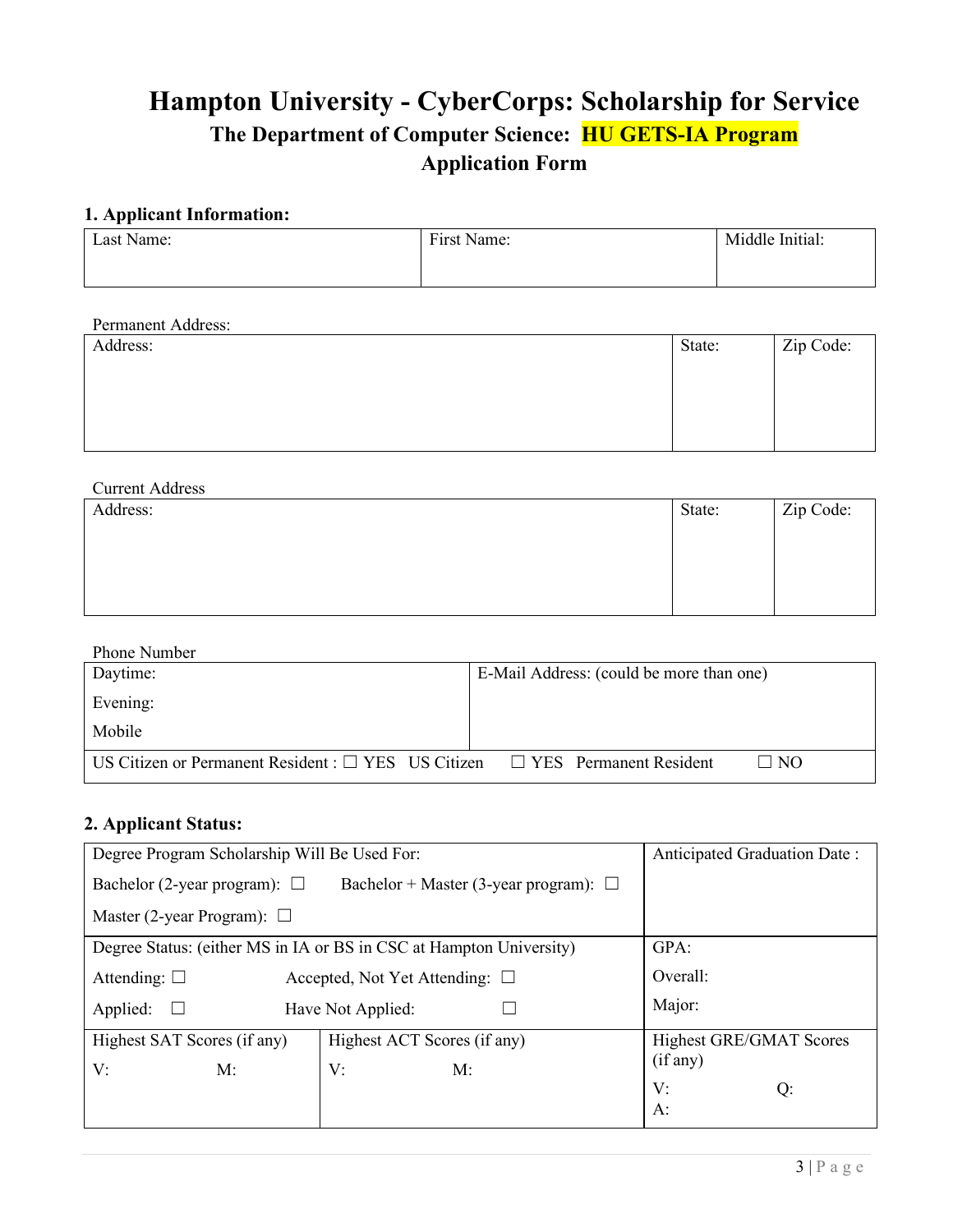# Hampton University - CyberCorps: Scholarship for Service

## The Department of Computer Science: HU GETS-IA Program

## Application Form

### 1. Applicant Information:

| Last Name: | First Name: | Middle Initial: |
|---|---|---|
| | | |

Permanent Address:

| Address: | State: | Zip Code: |
|---|---|---|
| | | |

Current Address

| Address: | State: | Zip Code: |
|---|---|---|
| | | |

Phone Number

| Daytime:<br>Evening:<br>Mobile | E-Mail Address: (could be more than one) |
|---|---|
| US Citizen or Permanent Resident : ☐ YES US Citizen ☐ YES Permanent Resident ☐ NO | |

### 2. Applicant Status:

| Degree Program Scholarship Will Be Used For:<br>Bachelor (2-year program): ☐ Bachelor + Master (3-year program): ☐<br>Master (2-year Program): ☐ | | Anticipated Graduation Date : |
|---|---|---|
| Degree Status: (either MS in IA or BS in CSC at Hampton University)<br>Attending: ☐ Accepted, Not Yet Attending: ☐<br>Applied: ☐ Have Not Applied: ☐ | | GPA:<br>Overall:<br>Major: |
| Highest SAT Scores (if any)<br>V: M: | Highest ACT Scores (if any)<br>V: M: | Highest GRE/GMAT Scores (if any)<br>V: Q:<br>A: |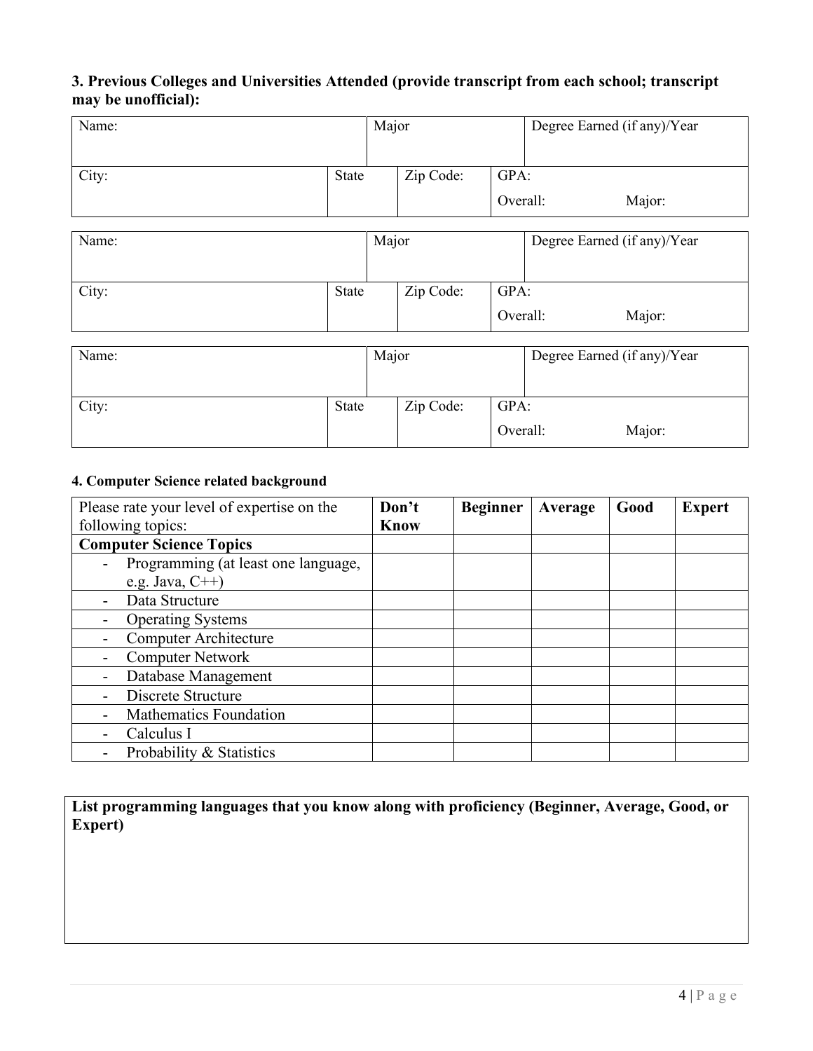**3. Previous Colleges and Universities Attended (provide transcript from each school; transcript may be unofficial):**

| Name: | | Major | | Degree Earned (if any)/Year |
|---|---|---|---|---|
| City: | State | Zip Code: | GPA:<br>Overall: Major: | |

| Name: | | Major | | Degree Earned (if any)/Year |
|---|---|---|---|---|
| City: | State | Zip Code: | GPA:<br>Overall: Major: | |

| Name: | | Major | | Degree Earned (if any)/Year |
|---|---|---|---|---|
| City: | State | Zip Code: | GPA:<br>Overall: Major: | |

**4. Computer Science related background**

| Please rate your level of expertise on the following topics: | **Don't Know** | **Beginner** | **Average** | **Good** | **Expert** |
|---|---|---|---|---|---|
| **Computer Science Topics** | | | | | |
| - Programming (at least one language, e.g. Java, C++) | | | | | |
| - Data Structure | | | | | |
| - Operating Systems | | | | | |
| - Computer Architecture | | | | | |
| - Computer Network | | | | | |
| - Database Management | | | | | |
| - Discrete Structure | | | | | |
| - Mathematics Foundation | | | | | |
| - Calculus I | | | | | |
| - Probability & Statistics | | | | | |

**List programming languages that you know along with proficiency (Beginner, Average, Good, or Expert)**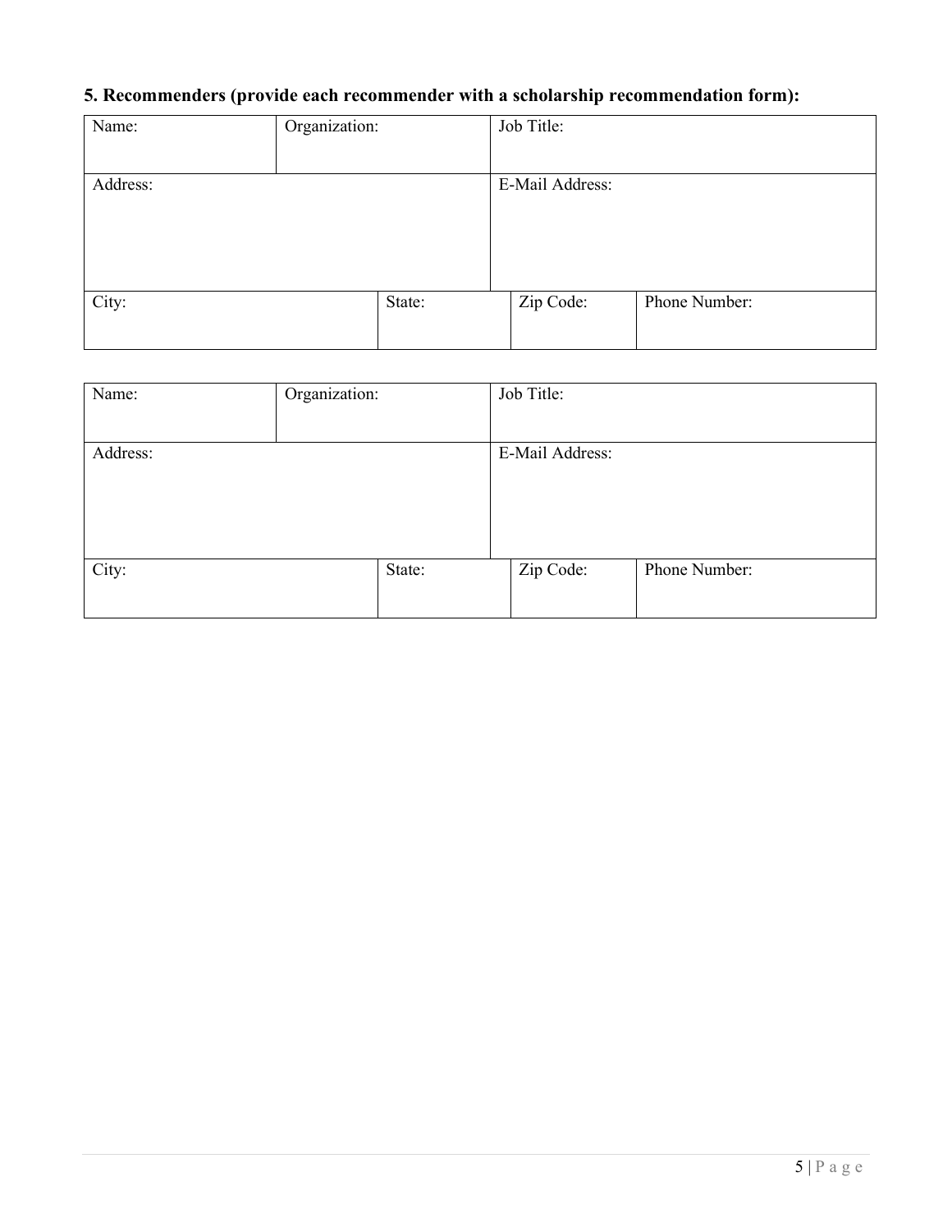**5. Recommenders (provide each recommender with a scholarship recommendation form):**

| Name: | Organization: | Job Title: | |
|---|---|---|---|
| Address: | | E-Mail Address: | |
| City: | State: | Zip Code: | Phone Number: |

| Name: | Organization: | Job Title: | |
|---|---|---|---|
| Address: | | E-Mail Address: | |
| City: | State: | Zip Code: | Phone Number: |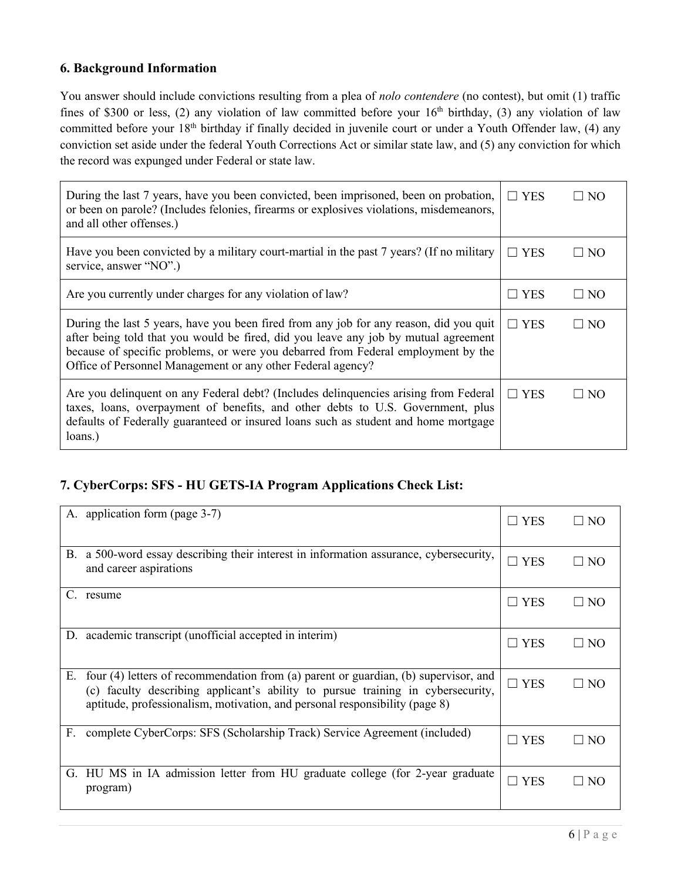## 6. Background Information

You answer should include convictions resulting from a plea of *nolo contendere* (no contest), but omit (1) traffic fines of $300 or less, (2) any violation of law committed before your 16th birthday, (3) any violation of law committed before your 18th birthday if finally decided in juvenile court or under a Youth Offender law, (4) any conviction set aside under the federal Youth Corrections Act or similar state law, and (5) any conviction for which the record was expunged under Federal or state law.

| | | |
|---|---|---|
| During the last 7 years, have you been convicted, been imprisoned, been on probation, or been on parole? (Includes felonies, firearms or explosives violations, misdemeanors, and all other offenses.) | ☐ YES | ☐ NO |
| Have you been convicted by a military court-martial in the past 7 years? (If no military service, answer "NO".) | ☐ YES | ☐ NO |
| Are you currently under charges for any violation of law? | ☐ YES | ☐ NO |
| During the last 5 years, have you been fired from any job for any reason, did you quit after being told that you would be fired, did you leave any job by mutual agreement because of specific problems, or were you debarred from Federal employment by the Office of Personnel Management or any other Federal agency? | ☐ YES | ☐ NO |
| Are you delinquent on any Federal debt? (Includes delinquencies arising from Federal taxes, loans, overpayment of benefits, and other debts to U.S. Government, plus defaults of Federally guaranteed or insured loans such as student and home mortgage loans.) | ☐ YES | ☐ NO |

## 7. CyberCorps: SFS - HU GETS-IA Program Applications Check List:

| | | |
|---|---|---|
| A. application form (page 3-7) | ☐ YES | ☐ NO |
| B. a 500-word essay describing their interest in information assurance, cybersecurity, and career aspirations | ☐ YES | ☐ NO |
| C. resume | ☐ YES | ☐ NO |
| D. academic transcript (unofficial accepted in interim) | ☐ YES | ☐ NO |
| E. four (4) letters of recommendation from (a) parent or guardian, (b) supervisor, and (c) faculty describing applicant's ability to pursue training in cybersecurity, aptitude, professionalism, motivation, and personal responsibility (page 8) | ☐ YES | ☐ NO |
| F. complete CyberCorps: SFS (Scholarship Track) Service Agreement (included) | ☐ YES | ☐ NO |
| G. HU MS in IA admission letter from HU graduate college (for 2-year graduate program) | ☐ YES | ☐ NO |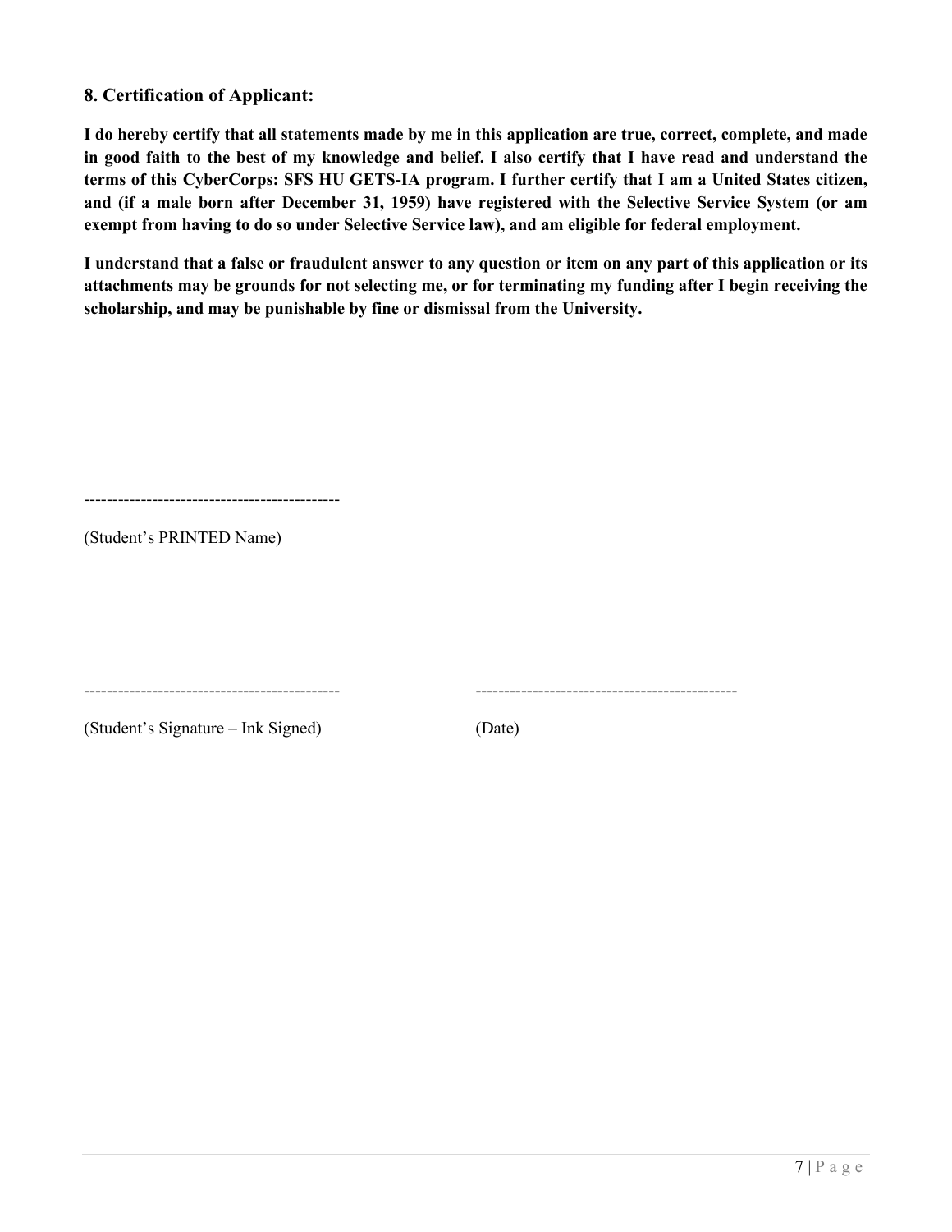## 8. Certification of Applicant:

**I do hereby certify that all statements made by me in this application are true, correct, complete, and made in good faith to the best of my knowledge and belief. I also certify that I have read and understand the terms of this CyberCorps: SFS HU GETS-IA program. I further certify that I am a United States citizen, and (if a male born after December 31, 1959) have registered with the Selective Service System (or am exempt from having to do so under Selective Service law), and am eligible for federal employment.**

**I understand that a false or fraudulent answer to any question or item on any part of this application or its attachments may be grounds for not selecting me, or for terminating my funding after I begin receiving the scholarship, and may be punishable by fine or dismissal from the University.**

---------------------------------------------

(Student's PRINTED Name)

---------------------------------------------　　　　　　---------------------------------------------

(Student's Signature – Ink Signed)　　　　　　(Date)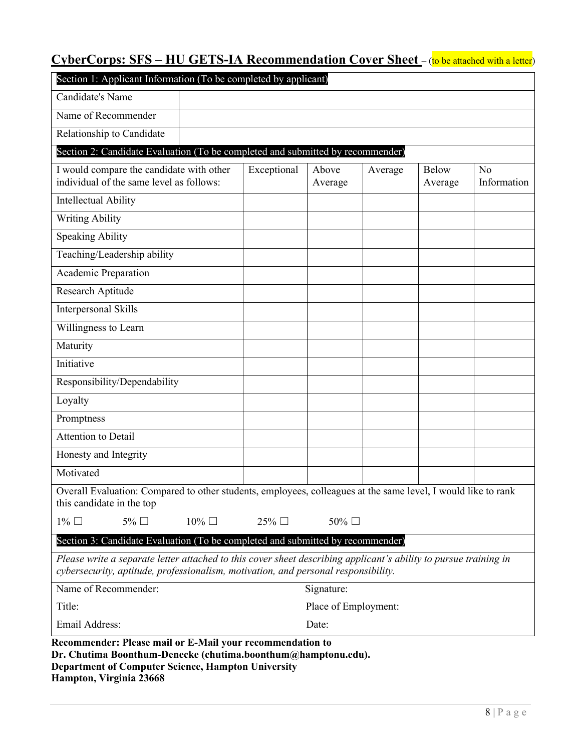## **CyberCorps: SFS – HU GETS-IA Recommendation Cover Sheet** – (to be attached with a letter)

| | |
|---|---|
| Section 1: Applicant Information (To be completed by applicant) | |
| Candidate's Name | |
| Name of Recommender | |
| Relationship to Candidate | |

Section 2: Candidate Evaluation (To be completed and submitted by recommender)

| I would compare the candidate with other individual of the same level as follows: | Exceptional | Above Average | Average | Below Average | No Information |
|---|---|---|---|---|---|
| Intellectual Ability | | | | | |
| Writing Ability | | | | | |
| Speaking Ability | | | | | |
| Teaching/Leadership ability | | | | | |
| Academic Preparation | | | | | |
| Research Aptitude | | | | | |
| Interpersonal Skills | | | | | |
| Willingness to Learn | | | | | |
| Maturity | | | | | |
| Initiative | | | | | |
| Responsibility/Dependability | | | | | |
| Loyalty | | | | | |
| Promptness | | | | | |
| Attention to Detail | | | | | |
| Honesty and Integrity | | | | | |
| Motivated | | | | | |

Overall Evaluation: Compared to other students, employees, colleagues at the same level, I would like to rank this candidate in the top

1% ☐ 5% ☐ 10% ☐ 25% ☐ 50% ☐

Section 3: Candidate Evaluation (To be completed and submitted by recommender)

*Please write a separate letter attached to this cover sheet describing applicant's ability to pursue training in cybersecurity, aptitude, professionalism, motivation, and personal responsibility.*

| | |
|---|---|
| Name of Recommender: | Signature: |
| Title: | Place of Employment: |
| Email Address: | Date: |

**Recommender: Please mail or E-Mail your recommendation to**
**Dr. Chutima Boonthum-Denecke (chutima.boonthum@hamptonu.edu).**
**Department of Computer Science, Hampton University**
**Hampton, Virginia 23668**